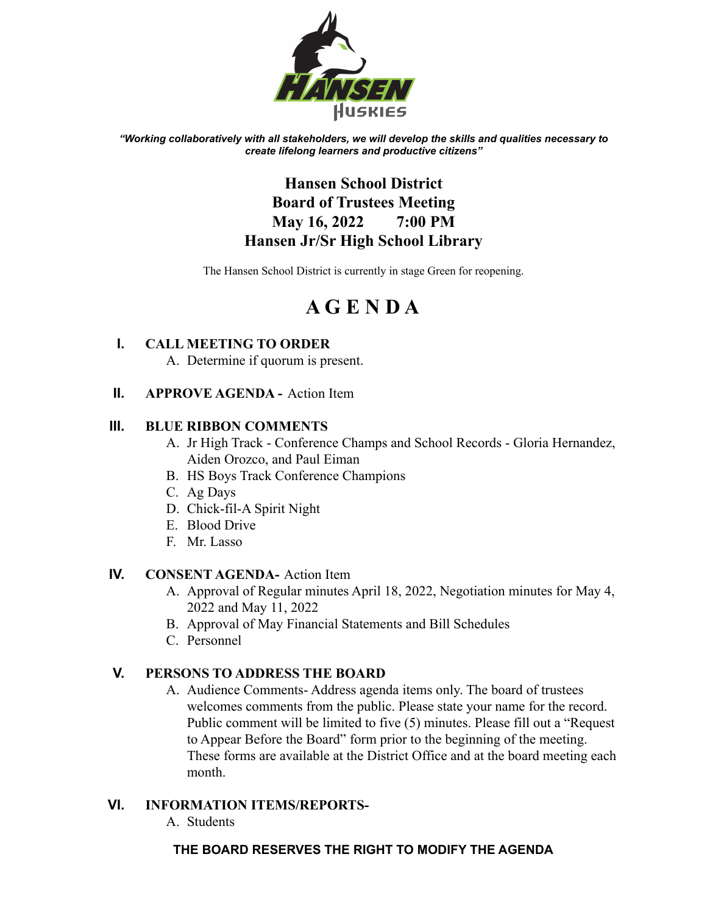*"Working collaboratively with all stakeholders, we will develop the skills and qualities necessary to create lifelong learners and productive citizens"*

# Hansen School District
## Board of Trustees Meeting
## May 16, 2022 7:00 PM
## Hansen Jr/Sr High School Library

The Hansen School District is currently in stage Green for reopening.

# AGENDA

**I. CALL MEETING TO ORDER**

A. Determine if quorum is present.

**II. APPROVE AGENDA -** Action Item

**III. BLUE RIBBON COMMENTS**

A. Jr High Track - Conference Champs and School Records - Gloria Hernandez, Aiden Orozco, and Paul Eiman
B. HS Boys Track Conference Champions
C. Ag Days
D. Chick-fil-A Spirit Night
E. Blood Drive
F. Mr. Lasso

**IV. CONSENT AGENDA-** Action Item

A. Approval of Regular minutes April 18, 2022, Negotiation minutes for May 4, 2022 and May 11, 2022
B. Approval of May Financial Statements and Bill Schedules
C. Personnel

**V. PERSONS TO ADDRESS THE BOARD**

A. Audience Comments- Address agenda items only. The board of trustees welcomes comments from the public. Please state your name for the record. Public comment will be limited to five (5) minutes. Please fill out a "Request to Appear Before the Board" form prior to the beginning of the meeting. These forms are available at the District Office and at the board meeting each month.

**VI. INFORMATION ITEMS/REPORTS-**

A. Students

**THE BOARD RESERVES THE RIGHT TO MODIFY THE AGENDA**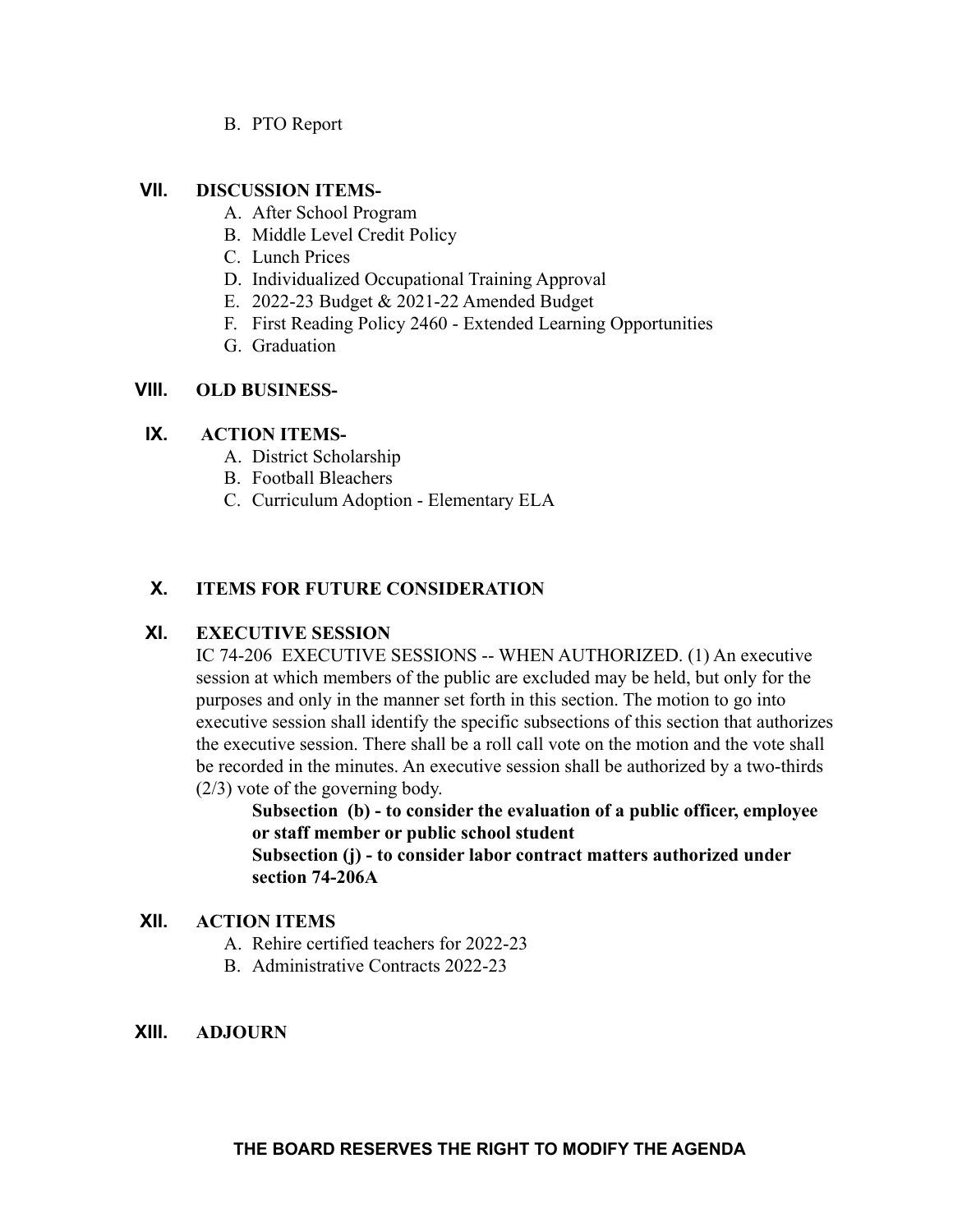B. PTO Report

## VII. DISCUSSION ITEMS-

A. After School Program
B. Middle Level Credit Policy
C. Lunch Prices
D. Individualized Occupational Training Approval
E. 2022-23 Budget & 2021-22 Amended Budget
F. First Reading Policy 2460 - Extended Learning Opportunities
G. Graduation

## VIII. OLD BUSINESS-

## IX. ACTION ITEMS-

A. District Scholarship
B. Football Bleachers
C. Curriculum Adoption - Elementary ELA

## X. ITEMS FOR FUTURE CONSIDERATION

## XI. EXECUTIVE SESSION

IC 74-206 EXECUTIVE SESSIONS -- WHEN AUTHORIZED. (1) An executive session at which members of the public are excluded may be held, but only for the purposes and only in the manner set forth in this section. The motion to go into executive session shall identify the specific subsections of this section that authorizes the executive session. There shall be a roll call vote on the motion and the vote shall be recorded in the minutes. An executive session shall be authorized by a two-thirds (2/3) vote of the governing body.

**Subsection (b) - to consider the evaluation of a public officer, employee or staff member or public school student**

**Subsection (j) - to consider labor contract matters authorized under section 74-206A**

## XII. ACTION ITEMS

A. Rehire certified teachers for 2022-23
B. Administrative Contracts 2022-23

## XIII. ADJOURN

**THE BOARD RESERVES THE RIGHT TO MODIFY THE AGENDA**